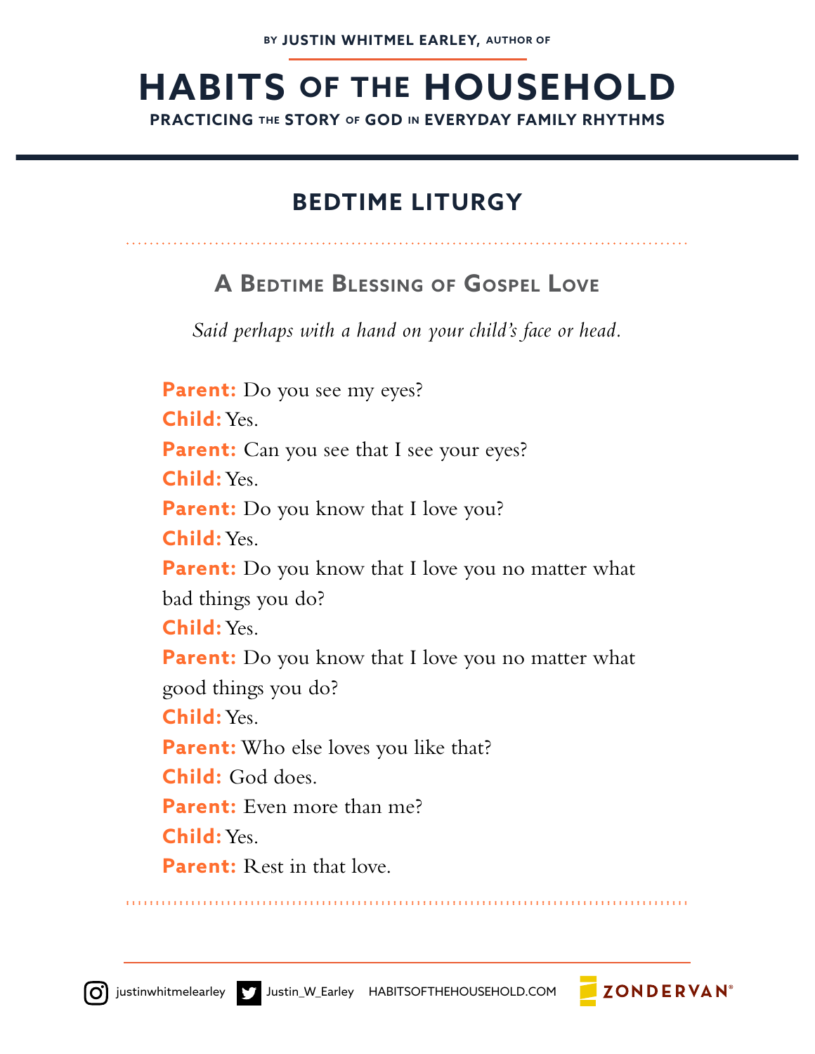BY **JUSTIN WHITMEL EARLEY,** AUTHOR OF

# HABITS OF THE HOUSEHOLD

**PRACTICING THE STORY OF GOD IN EVERYDAY FAMILY RHYTHMS**

## BEDTIME LITURGY

### A Bedtime Blessing of Gospel Love

*Said perhaps with a hand on your child's face or head.*

**Parent:** Do you see my eyes?
**Child:** Yes.
**Parent:** Can you see that I see your eyes?
**Child:** Yes.
**Parent:** Do you know that I love you?
**Child:** Yes.
**Parent:** Do you know that I love you no matter what bad things you do?
**Child:** Yes.
**Parent:** Do you know that I love you no matter what good things you do?
**Child:** Yes.
**Parent:** Who else loves you like that?
**Child:** God does.
**Parent:** Even more than me?
**Child:** Yes.
**Parent:** Rest in that love.

justinwhitmelearley | Justin_W_Earley | HABITSOFTHEHOUSEHOLD.COM | ZONDERVAN®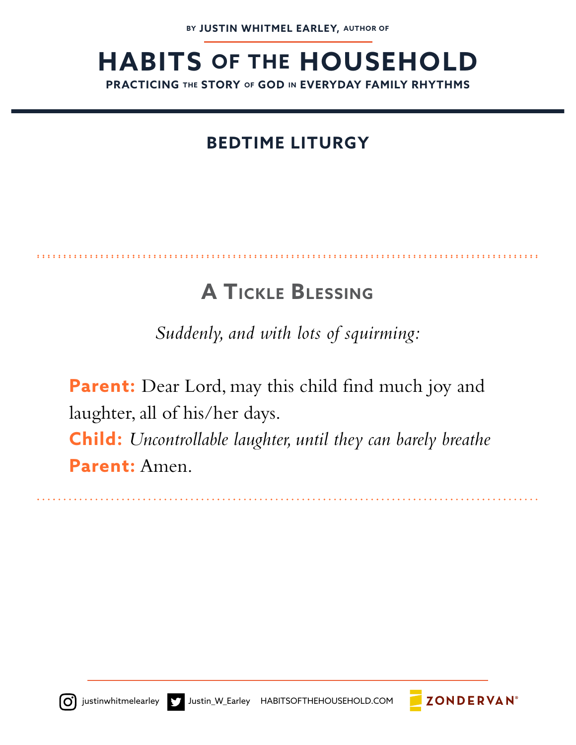BY **JUSTIN WHITMEL EARLEY,** AUTHOR OF

# HABITS OF THE HOUSEHOLD

**PRACTICING THE STORY OF GOD IN EVERYDAY FAMILY RHYTHMS**

## BEDTIME LITURGY

### A Tickle Blessing

*Suddenly, and with lots of squirming:*

**Parent:** Dear Lord, may this child find much joy and laughter, all of his/her days.
**Child:** *Uncontrollable laughter, until they can barely breathe*
**Parent:** Amen.

justinwhitmelearley  Justin_W_Earley  HABITSOFTHEHOUSEHOLD.COM  ZONDERVAN®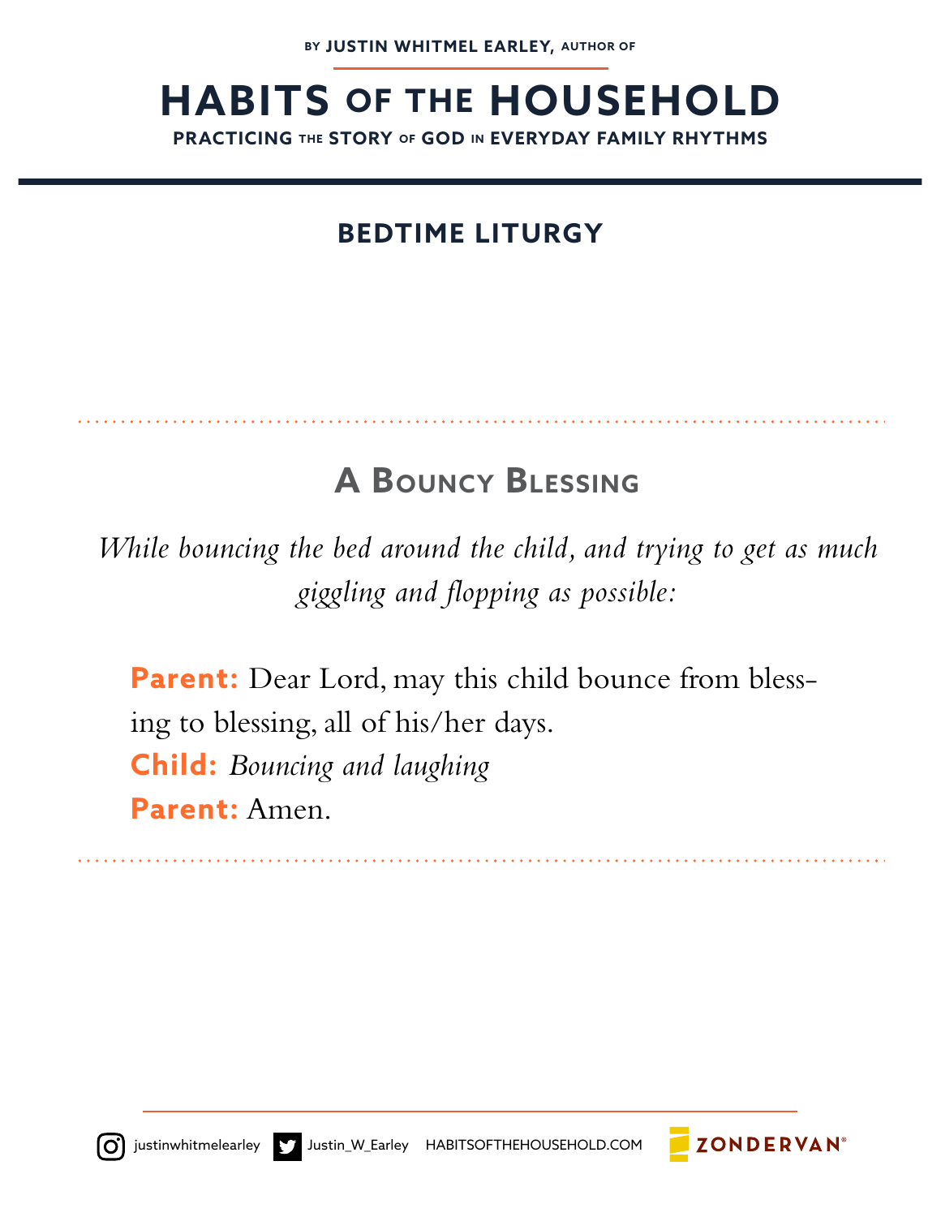## Bedtime Liturgy

### A Bouncy Blessing

*While bouncing the bed around the child, and trying to get as much giggling and flopping as possible:*

**Parent:** Dear Lord, may this child bounce from blessing to blessing, all of his/her days.
**Child:** *Bouncing and laughing*
**Parent:** Amen.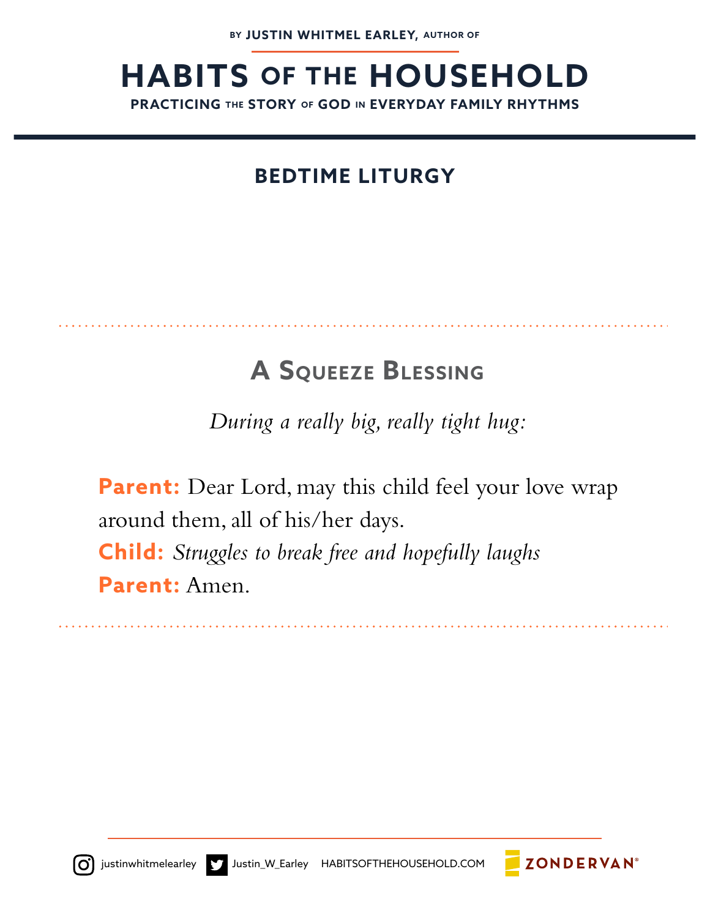BY JUSTIN WHITMEL EARLEY, AUTHOR OF

# HABITS OF THE HOUSEHOLD

PRACTICING THE STORY OF GOD IN EVERYDAY FAMILY RHYTHMS

## BEDTIME LITURGY

### A Squeeze Blessing

*During a really big, really tight hug:*

**Parent:** Dear Lord, may this child feel your love wrap around them, all of his/her days.
**Child:** *Struggles to break free and hopefully laughs*
**Parent:** Amen.

justinwhitmelearley Justin_W_Earley HABITSOFTHEHOUSEHOLD.COM ZONDERVAN®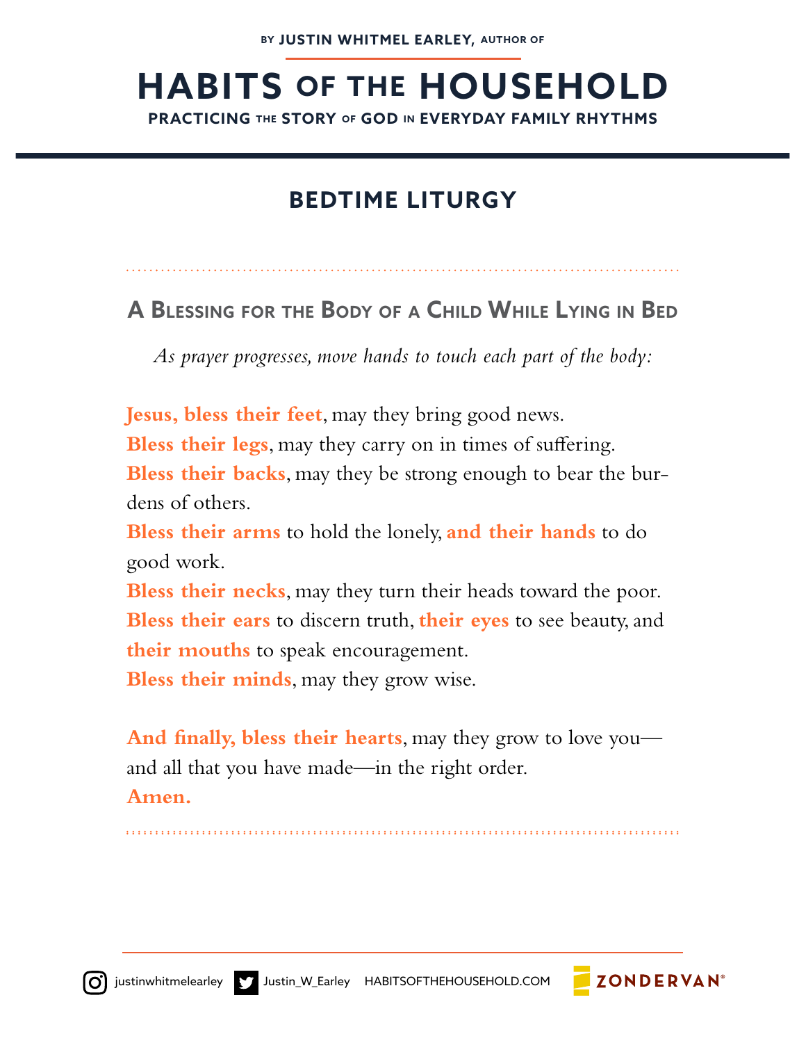BY **JUSTIN WHITMEL EARLEY,** AUTHOR OF

# HABITS OF THE HOUSEHOLD

**PRACTICING THE STORY OF GOD IN EVERYDAY FAMILY RHYTHMS**

## BEDTIME LITURGY

### A Blessing for the Body of a Child While Lying in Bed

*As prayer progresses, move hands to touch each part of the body:*

**Jesus, bless their feet**, may they bring good news.
**Bless their legs**, may they carry on in times of suffering.
**Bless their backs**, may they be strong enough to bear the burdens of others.
**Bless their arms** to hold the lonely, **and their hands** to do good work.
**Bless their necks**, may they turn their heads toward the poor.
**Bless their ears** to discern truth, **their eyes** to see beauty, and **their mouths** to speak encouragement.
**Bless their minds**, may they grow wise.

**And finally, bless their hearts**, may they grow to love you—and all that you have made—in the right order.
**Amen.**

justinwhitmelearley | Justin_W_Earley | HABITSOFTHEHOUSEHOLD.COM | ZONDERVAN®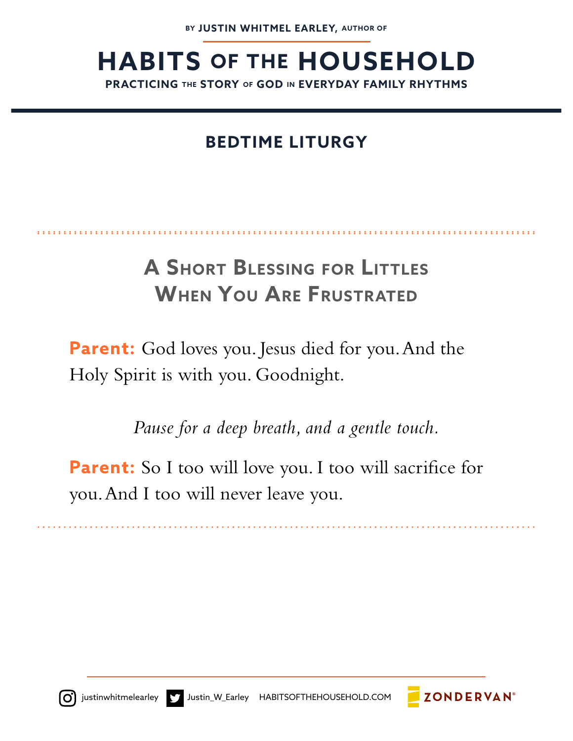BY JUSTIN WHITMEL EARLEY, AUTHOR OF

# HABITS OF THE HOUSEHOLD

PRACTICING THE STORY OF GOD IN EVERYDAY FAMILY RHYTHMS

## BEDTIME LITURGY

### A Short Blessing for Littles When You Are Frustrated

**Parent:** God loves you. Jesus died for you. And the Holy Spirit is with you. Goodnight.

*Pause for a deep breath, and a gentle touch.*

**Parent:** So I too will love you. I too will sacrifice for you. And I too will never leave you.

justinwhitmelearley   Justin_W_Earley   HABITSOFTHEHOUSEHOLD.COM   ZONDERVAN®